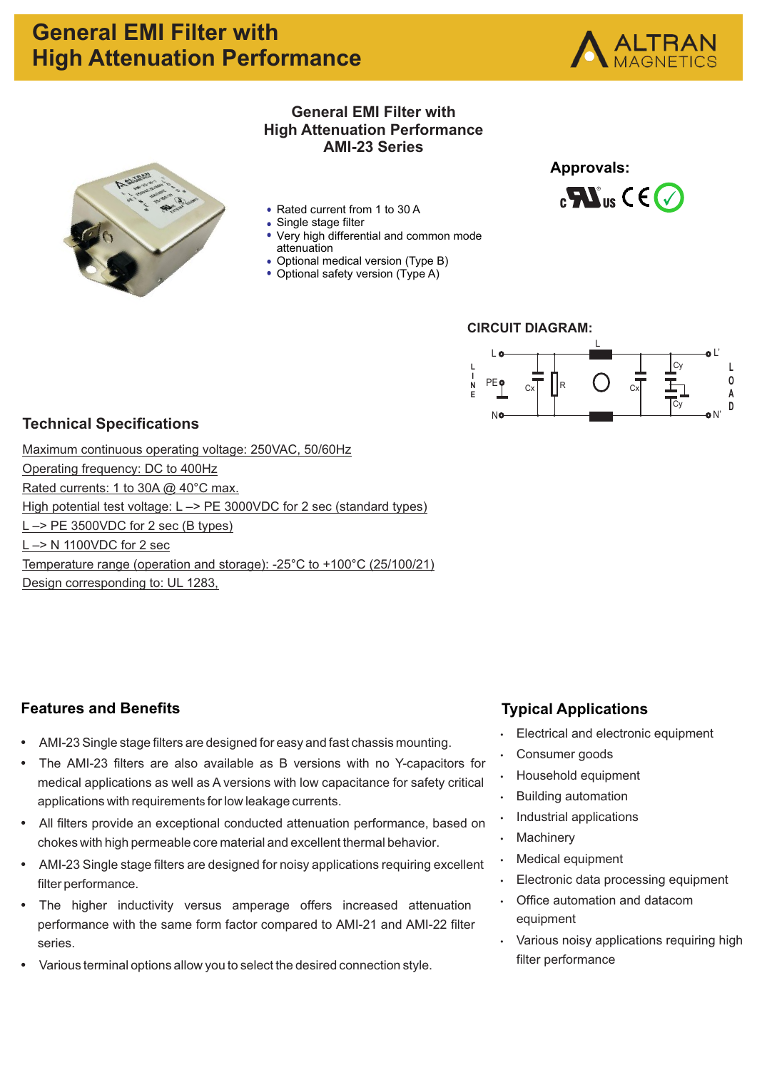# General EMI Filter with High Attenuation Performance

## General EMI Filter with High Attenuation Performance
## AMI-23 Series

- Rated current from 1 to 30 A
- Single stage filter
- Very high differential and common mode attenuation
- Optional medical version (Type B)
- Optional safety version (Type A)

**Approvals:**

**CIRCUIT DIAGRAM:**

## Technical Specifications

Maximum continuous operating voltage: 250VAC, 50/60Hz
Operating frequency: DC to 400Hz
Rated currents: 1 to 30A @ 40°C max.
High potential test voltage: L –> PE 3000VDC for 2 sec (standard types)
L –> PE 3500VDC for 2 sec (B types)
L –> N 1100VDC for 2 sec
Temperature range (operation and storage): -25°C to +100°C (25/100/21)
Design corresponding to: UL 1283,

## Features and Benefits

- AMI-23 Single stage filters are designed for easy and fast chassis mounting.
- The AMI-23 filters are also available as B versions with no Y-capacitors for medical applications as well as A versions with low capacitance for safety critical applications with requirements for low leakage currents.
- All filters provide an exceptional conducted attenuation performance, based on chokes with high permeable core material and excellent thermal behavior.
- AMI-23 Single stage filters are designed for noisy applications requiring excellent filter performance.
- The higher inductivity versus amperage offers increased attenuation performance with the same form factor compared to AMI-21 and AMI-22 filter series.
- Various terminal options allow you to select the desired connection style.

## Typical Applications

- Electrical and electronic equipment
- Consumer goods
- Household equipment
- Building automation
- Industrial applications
- Machinery
- Medical equipment
- Electronic data processing equipment
- Office automation and datacom equipment
- Various noisy applications requiring high filter performance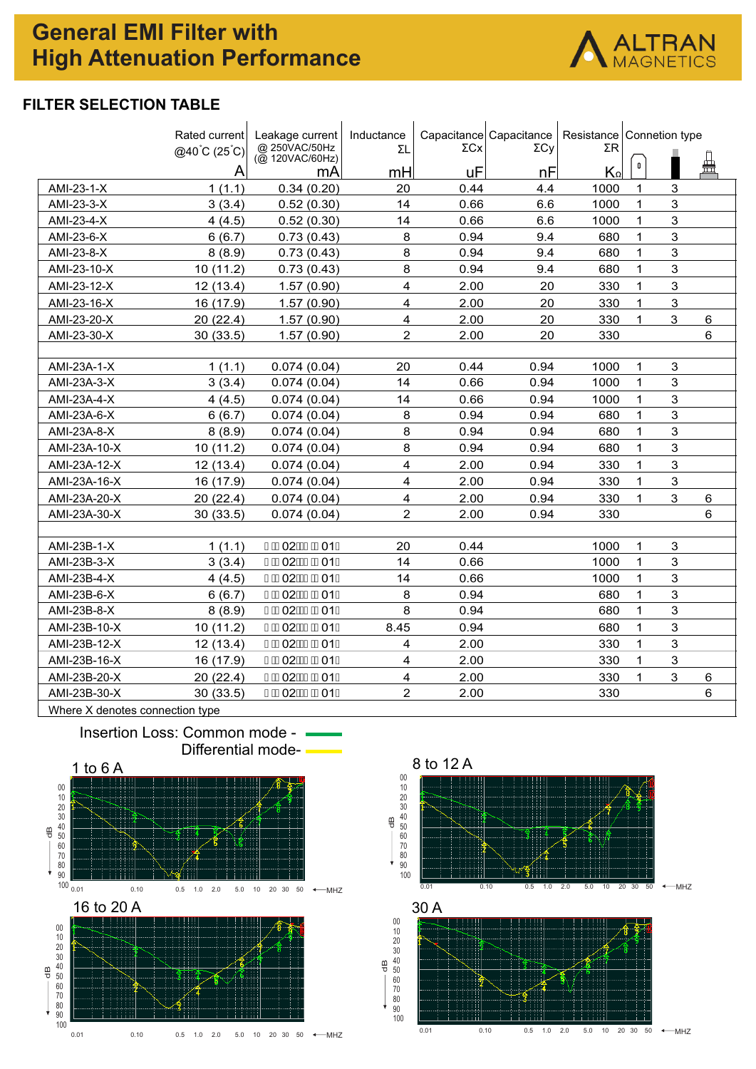# General EMI Filter with High Attenuation Performance

ALTRAN MAGNETICS

## FILTER SELECTION TABLE

| | Rated current @40˚C (25˚C) A | Leakage current @ 250VAC/50Hz (@ 120VAC/60Hz) mA | Inductance ΣL mH | Capacitance ΣCx uF | Capacitance ΣCy nF | Resistance ΣR KΩ | Connection type 1 | Connection type 3 | Connection type 6 |
|---|---|---|---|---|---|---|---|---|---|
| AMI-23-1-X | 1 (1.1) | 0.34 (0.20) | 20 | 0.44 | 4.4 | 1000 | 1 | 3 | |
| AMI-23-3-X | 3 (3.4) | 0.52 (0.30) | 14 | 0.66 | 6.6 | 1000 | 1 | 3 | |
| AMI-23-4-X | 4 (4.5) | 0.52 (0.30) | 14 | 0.66 | 6.6 | 1000 | 1 | 3 | |
| AMI-23-6-X | 6 (6.7) | 0.73 (0.43) | 8 | 0.94 | 9.4 | 680 | 1 | 3 | |
| AMI-23-8-X | 8 (8.9) | 0.73 (0.43) | 8 | 0.94 | 9.4 | 680 | 1 | 3 | |
| AMI-23-10-X | 10 (11.2) | 0.73 (0.43) | 8 | 0.94 | 9.4 | 680 | 1 | 3 | |
| AMI-23-12-X | 12 (13.4) | 1.57 (0.90) | 4 | 2.00 | 20 | 330 | 1 | 3 | |
| AMI-23-16-X | 16 (17.9) | 1.57 (0.90) | 4 | 2.00 | 20 | 330 | 1 | 3 | |
| AMI-23-20-X | 20 (22.4) | 1.57 (0.90) | 4 | 2.00 | 20 | 330 | 1 | 3 | 6 |
| AMI-23-30-X | 30 (33.5) | 1.57 (0.90) | 2 | 2.00 | 20 | 330 | | | 6 |
| | | | | | | | | | |
| AMI-23A-1-X | 1 (1.1) | 0.074 (0.04) | 20 | 0.44 | 0.94 | 1000 | 1 | 3 | |
| AMI-23A-3-X | 3 (3.4) | 0.074 (0.04) | 14 | 0.66 | 0.94 | 1000 | 1 | 3 | |
| AMI-23A-4-X | 4 (4.5) | 0.074 (0.04) | 14 | 0.66 | 0.94 | 1000 | 1 | 3 | |
| AMI-23A-6-X | 6 (6.7) | 0.074 (0.04) | 8 | 0.94 | 0.94 | 680 | 1 | 3 | |
| AMI-23A-8-X | 8 (8.9) | 0.074 (0.04) | 8 | 0.94 | 0.94 | 680 | 1 | 3 | |
| AMI-23A-10-X | 10 (11.2) | 0.074 (0.04) | 8 | 0.94 | 0.94 | 680 | 1 | 3 | |
| AMI-23A-12-X | 12 (13.4) | 0.074 (0.04) | 4 | 2.00 | 0.94 | 330 | 1 | 3 | |
| AMI-23A-16-X | 16 (17.9) | 0.074 (0.04) | 4 | 2.00 | 0.94 | 330 | 1 | 3 | |
| AMI-23A-20-X | 20 (22.4) | 0.074 (0.04) | 4 | 2.00 | 0.94 | 330 | 1 | 3 | 6 |
| AMI-23A-30-X | 30 (33.5) | 0.074 (0.04) | 2 | 2.00 | 0.94 | 330 | | | 6 |
| | | | | | | | | | |
| AMI-23B-1-X | 1 (1.1) | 02 01 | 20 | 0.44 | | 1000 | 1 | 3 | |
| AMI-23B-3-X | 3 (3.4) | 02 01 | 14 | 0.66 | | 1000 | 1 | 3 | |
| AMI-23B-4-X | 4 (4.5) | 02 01 | 14 | 0.66 | | 1000 | 1 | 3 | |
| AMI-23B-6-X | 6 (6.7) | 02 01 | 8 | 0.94 | | 680 | 1 | 3 | |
| AMI-23B-8-X | 8 (8.9) | 02 01 | 8 | 0.94 | | 680 | 1 | 3 | |
| AMI-23B-10-X | 10 (11.2) | 02 01 | 8.45 | 0.94 | | 680 | 1 | 3 | |
| AMI-23B-12-X | 12 (13.4) | 02 01 | 4 | 2.00 | | 330 | 1 | 3 | |
| AMI-23B-16-X | 16 (17.9) | 02 01 | 4 | 2.00 | | 330 | 1 | 3 | |
| AMI-23B-20-X | 20 (22.4) | 02 01 | 4 | 2.00 | | 330 | 1 | 3 | 6 |
| AMI-23B-30-X | 30 (33.5) | 02 01 | 2 | 2.00 | | 330 | | | 6 |

Where X denotes connection type

Insertion Loss: Common mode - (green)
Differential mode- (yellow)

1 to 6 A

8 to 12 A

16 to 20 A

30 A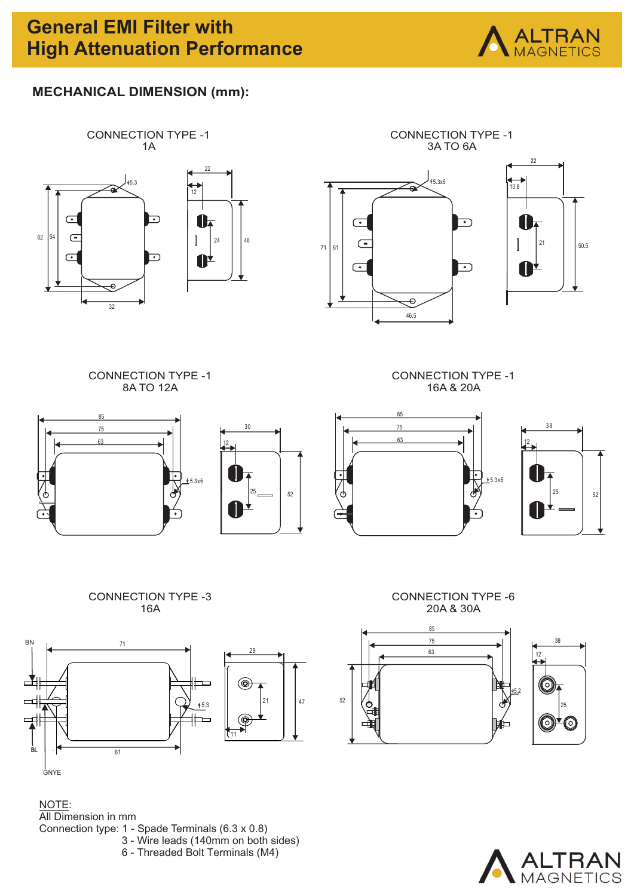# General EMI Filter with High Attenuation Performance

## MECHANICAL DIMENSION (mm):

CONNECTION TYPE -1
1A

5.3
62
54
32
22
12
24
46

CONNECTION TYPE -1
3A TO 6A

5.3x6
71
61
46.5
22
10.8
21
50.5

CONNECTION TYPE -1
8A TO 12A

85
75
63
5.3x6
30
12
25
52

CONNECTION TYPE -1
16A & 20A

85
75
63
5.3x6
38
12
25
52

CONNECTION TYPE -3
16A

BN
71
5.3
61
BL
GNYE
29
21
47
11

CONNECTION TYPE -6
20A & 30A

85
75
63
52
5.2
38
12
25

NOTE:
All Dimension in mm
Connection type: 1 - Spade Terminals (6.3 x 0.8)
3 - Wire leads (140mm on both sides)
6 - Threaded Bolt Terminals (M4)